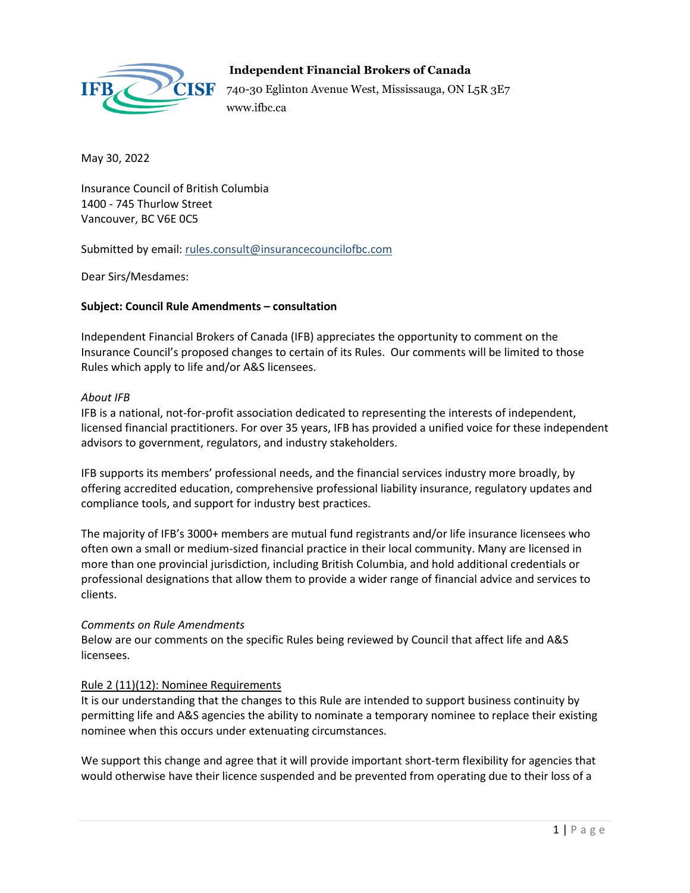**Independent Financial Brokers of Canada**
740-30 Eglinton Avenue West, Mississauga, ON L5R 3E7
www.ifbc.ca

May 30, 2022

Insurance Council of British Columbia
1400 - 745 Thurlow Street
Vancouver, BC V6E 0C5

Submitted by email: rules.consult@insurancecouncilofbc.com

Dear Sirs/Mesdames:

**Subject: Council Rule Amendments – consultation**

Independent Financial Brokers of Canada (IFB) appreciates the opportunity to comment on the Insurance Council's proposed changes to certain of its Rules. Our comments will be limited to those Rules which apply to life and/or A&S licensees.

*About IFB*

IFB is a national, not-for-profit association dedicated to representing the interests of independent, licensed financial practitioners. For over 35 years, IFB has provided a unified voice for these independent advisors to government, regulators, and industry stakeholders.

IFB supports its members' professional needs, and the financial services industry more broadly, by offering accredited education, comprehensive professional liability insurance, regulatory updates and compliance tools, and support for industry best practices.

The majority of IFB's 3000+ members are mutual fund registrants and/or life insurance licensees who often own a small or medium-sized financial practice in their local community. Many are licensed in more than one provincial jurisdiction, including British Columbia, and hold additional credentials or professional designations that allow them to provide a wider range of financial advice and services to clients.

*Comments on Rule Amendments*

Below are our comments on the specific Rules being reviewed by Council that affect life and A&S licensees.

<u>Rule 2 (11)(12): Nominee Requirements</u>

It is our understanding that the changes to this Rule are intended to support business continuity by permitting life and A&S agencies the ability to nominate a temporary nominee to replace their existing nominee when this occurs under extenuating circumstances.

We support this change and agree that it will provide important short-term flexibility for agencies that would otherwise have their licence suspended and be prevented from operating due to their loss of a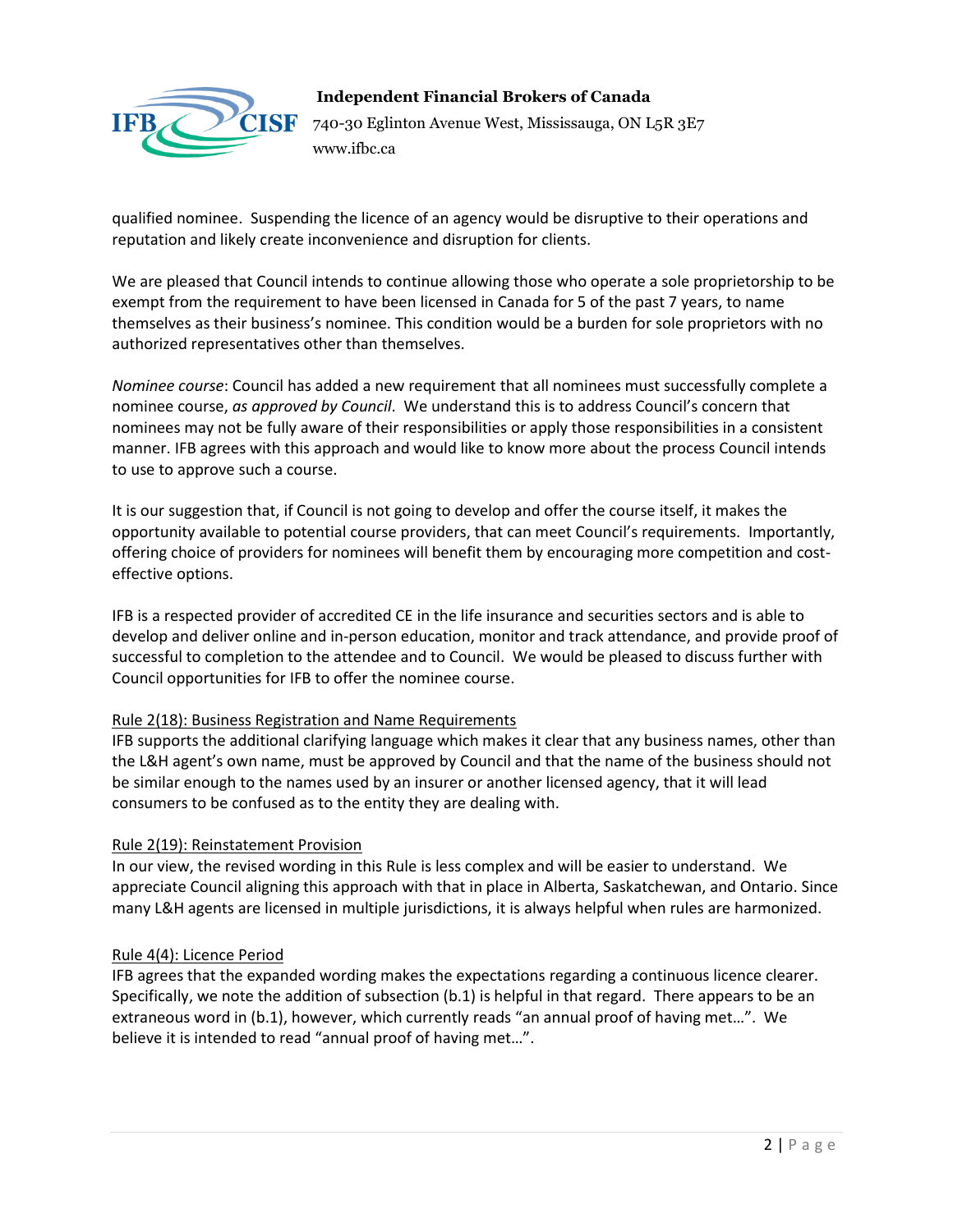qualified nominee. Suspending the licence of an agency would be disruptive to their operations and reputation and likely create inconvenience and disruption for clients.

We are pleased that Council intends to continue allowing those who operate a sole proprietorship to be exempt from the requirement to have been licensed in Canada for 5 of the past 7 years, to name themselves as their business's nominee. This condition would be a burden for sole proprietors with no authorized representatives other than themselves.

*Nominee course*: Council has added a new requirement that all nominees must successfully complete a nominee course, *as approved by Council*. We understand this is to address Council's concern that nominees may not be fully aware of their responsibilities or apply those responsibilities in a consistent manner. IFB agrees with this approach and would like to know more about the process Council intends to use to approve such a course.

It is our suggestion that, if Council is not going to develop and offer the course itself, it makes the opportunity available to potential course providers, that can meet Council's requirements. Importantly, offering choice of providers for nominees will benefit them by encouraging more competition and cost-effective options.

IFB is a respected provider of accredited CE in the life insurance and securities sectors and is able to develop and deliver online and in-person education, monitor and track attendance, and provide proof of successful to completion to the attendee and to Council. We would be pleased to discuss further with Council opportunities for IFB to offer the nominee course.

<u>Rule 2(18): Business Registration and Name Requirements</u>

IFB supports the additional clarifying language which makes it clear that any business names, other than the L&H agent's own name, must be approved by Council and that the name of the business should not be similar enough to the names used by an insurer or another licensed agency, that it will lead consumers to be confused as to the entity they are dealing with.

<u>Rule 2(19): Reinstatement Provision</u>

In our view, the revised wording in this Rule is less complex and will be easier to understand. We appreciate Council aligning this approach with that in place in Alberta, Saskatchewan, and Ontario. Since many L&H agents are licensed in multiple jurisdictions, it is always helpful when rules are harmonized.

<u>Rule 4(4): Licence Period</u>

IFB agrees that the expanded wording makes the expectations regarding a continuous licence clearer. Specifically, we note the addition of subsection (b.1) is helpful in that regard. There appears to be an extraneous word in (b.1), however, which currently reads "an annual proof of having met…". We believe it is intended to read "annual proof of having met…".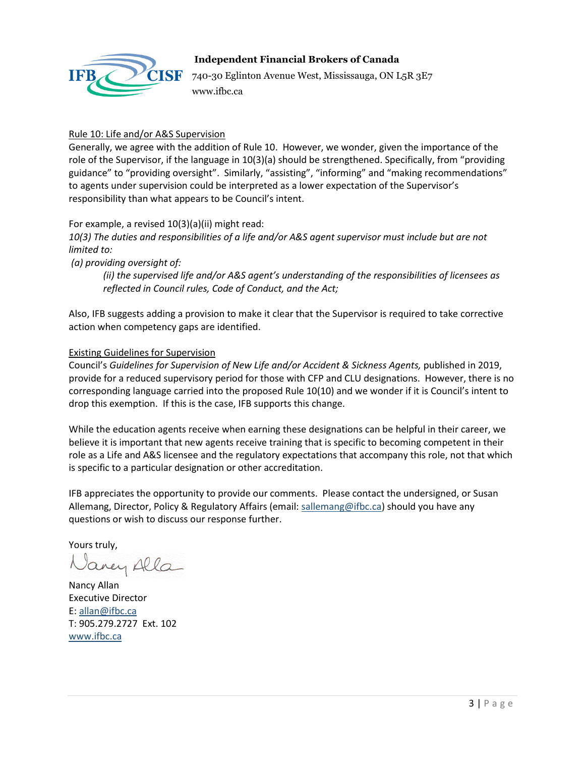**Independent Financial Brokers of Canada**
740-30 Eglinton Avenue West, Mississauga, ON L5R 3E7
www.ifbc.ca

Rule 10: Life and/or A&S Supervision

Generally, we agree with the addition of Rule 10. However, we wonder, given the importance of the role of the Supervisor, if the language in 10(3)(a) should be strengthened. Specifically, from "providing guidance" to "providing oversight". Similarly, "assisting", "informing" and "making recommendations" to agents under supervision could be interpreted as a lower expectation of the Supervisor's responsibility than what appears to be Council's intent.

For example, a revised 10(3)(a)(ii) might read:

*10(3) The duties and responsibilities of a life and/or A&S agent supervisor must include but are not limited to:*

*(a) providing oversight of:*

> *(ii) the supervised life and/or A&S agent's understanding of the responsibilities of licensees as reflected in Council rules, Code of Conduct, and the Act;*

Also, IFB suggests adding a provision to make it clear that the Supervisor is required to take corrective action when competency gaps are identified.

Existing Guidelines for Supervision

Council's *Guidelines for Supervision of New Life and/or Accident & Sickness Agents,* published in 2019, provide for a reduced supervisory period for those with CFP and CLU designations. However, there is no corresponding language carried into the proposed Rule 10(10) and we wonder if it is Council's intent to drop this exemption. If this is the case, IFB supports this change.

While the education agents receive when earning these designations can be helpful in their career, we believe it is important that new agents receive training that is specific to becoming competent in their role as a Life and A&S licensee and the regulatory expectations that accompany this role, not that which is specific to a particular designation or other accreditation.

IFB appreciates the opportunity to provide our comments. Please contact the undersigned, or Susan Allemang, Director, Policy & Regulatory Affairs (email: sallemang@ifbc.ca) should you have any questions or wish to discuss our response further.

Yours truly,

Nancy Allan

Nancy Allan
Executive Director
E: allan@ifbc.ca
T: 905.279.2727 Ext. 102
www.ifbc.ca